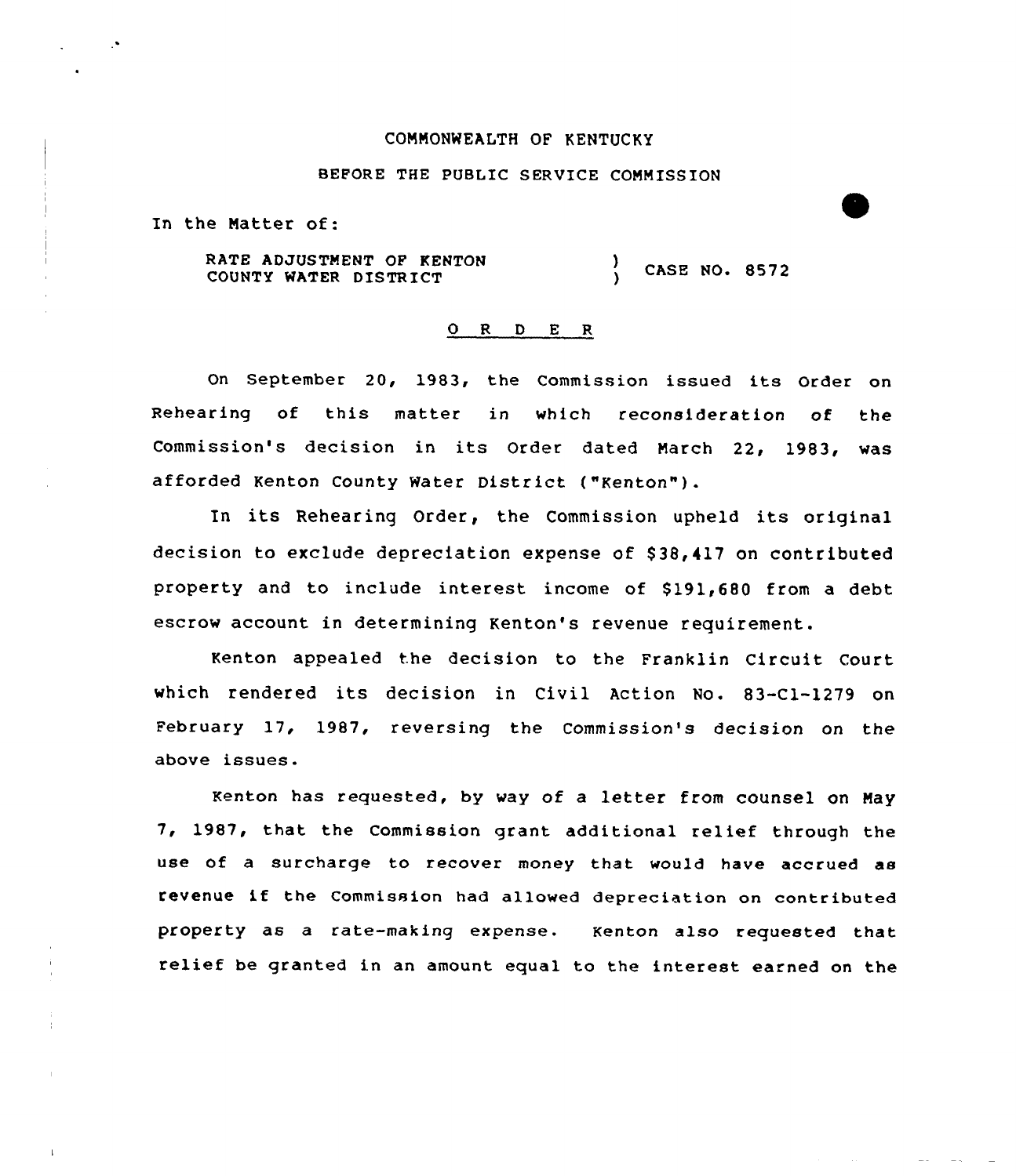COMMONWEALTH OF KENTUCKY

BEFORE THE PUBLIC SERVICE COMMISSION

In the Matter of:

RATE ADJUSTMENT OF KENTON COUNTY WATER DISTRICT ) CASE NO. 8572

O R D E R

On September 20, 1983, the Commission issued its Order on Rehearing of this matter in which reconsideration of the Commission's decision in its Order dated March 22, 1983, was afforded Kenton County Water District ("Kenton").

In its Rehearing Order, the Commission upheld its original decision to exclude depreciation expense of $38,417 on contributed property and to include interest income of $191,680 from a debt escrow account in determining Kenton's revenue requirement.

Kenton appealed the decision to the Franklin Circuit Court which rendered its decision in Civil Action No. 83-Cl-1279 on February 17, 1987, reversing the Commission's decision on the above issues.

Kenton has requested, by way of a letter from counsel on May 7, 1987, that the Commission grant additional relief through the use of a surcharge to recover money that would have accrued as revenue if the Commission had allowed depreciation on contributed property as a rate-making expense. Kenton also requested that relief be granted in an amount equal to the interest earned on the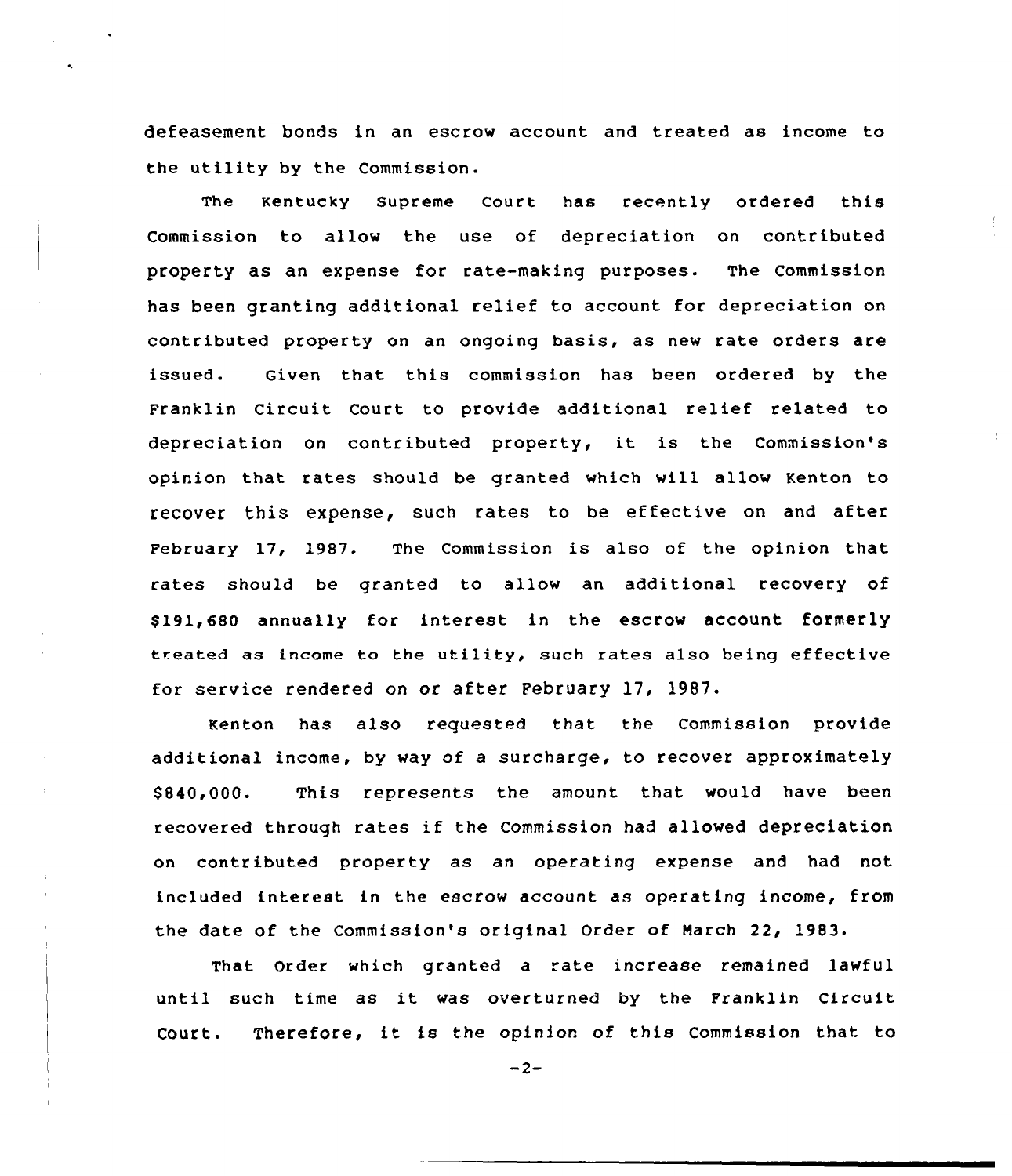defeasement bonds in an escrow account and treated as income to the utility by the Commission.

The Kentucky Supreme Court has recently ordered this Commission to allow the use of depreciation on contributed property as an expense for rate-making purposes. The Commission has been granting additional relief to account for depreciation on contributed property on an ongoing basis, as new rate orders are issued. Given that this commission has been ordered by the Franklin Circuit Court to provide additional relief related to depreciation on contributed property, it is the Commission's opinion that rates should be granted which will allow Kenton to recover this expense, such rates to be effective on and after February 17, 1987. The Commission is also of the opinion that rates should be granted to allow an additional recovery of $191,680 annually for interest in the escrow account formerly treated as income to the utility, such rates also being effective for service rendered on or after February 17, 1987.

Kenton has also requested that the Commission provide additional income, by way of a surcharge, to recover approximately $840,000. This represents the amount that would have been recovered through rates if the Commission had allowed depreciation on contributed property as an operating expense and had not included interest in the escrow account as operating income, from the date of the Commission's original Order of March 22, 1983.

That Order which granted a rate increase remained lawful until such time as it was overturned by the Franklin Circuit Court. Therefore, it is the opinion of this Commission that to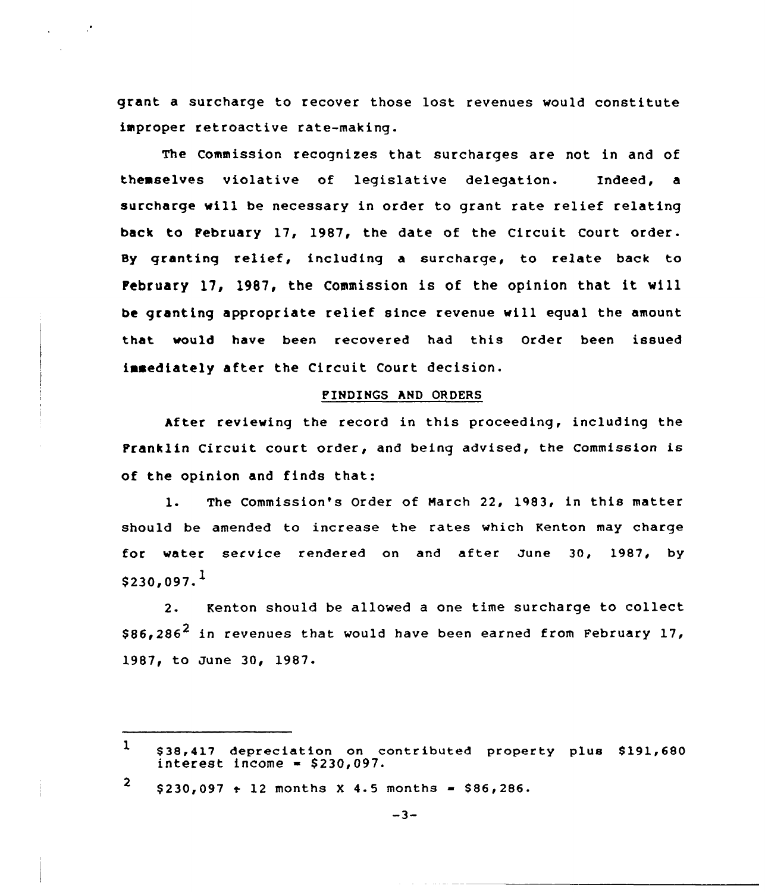grant a surcharge to recover those lost revenues would constitute improper retroactive rate-making.

The Commission recognizes that surcharges are not in and of themselves violative of legislative delegation. Indeed, a surcharge will be necessary in order to grant rate relief relating back to February 17, 1987, the date of the Circuit Court order. By granting relief, including a surcharge, to relate back to February 17, 1987, the Commission is of the opinion that it will be granting appropriate relief since revenue will equal the amount that would have been recovered had this Order been issued immediately after the Circuit Court decision.

FINDINGS AND ORDERS

After reviewing the record in this proceeding, including the Franklin Circuit court order, and being advised, the Commission is of the opinion and finds that:

1. The Commission's Order of March 22, 1983, in this matter should be amended to increase the rates which Kenton may charge for water service rendered on and after June 30, 1987, by $230,097.[1]

2. Kenton should be allowed a one time surcharge to collect $86,286[2] in revenues that would have been earned from February 17, 1987, to June 30, 1987.

---

[1] $38,417 depreciation on contributed property plus $191,680 interest income = $230,097.

[2] $230,097 ÷ 12 months X 4.5 months = $86,286.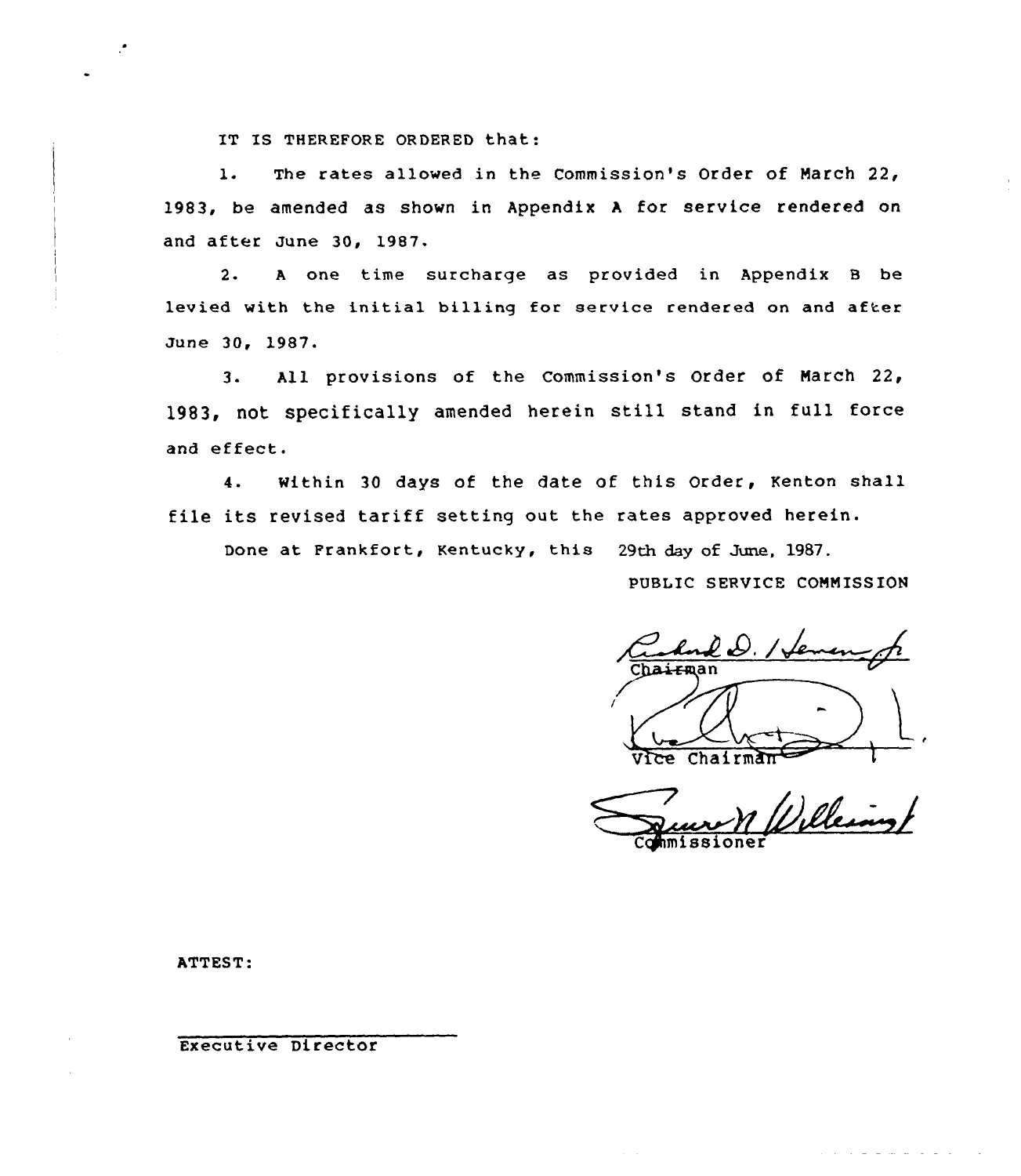IT IS THEREFORE ORDERED that:

1. The rates allowed in the Commission's Order of March 22, 1983, be amended as shown in Appendix A for service rendered on and after June 30, 1987.

2. A one time surcharge as provided in Appendix B be levied with the initial billing for service rendered on and after June 30, 1987.

3. All provisions of the Commission's Order of March 22, 1983, not specifically amended herein still stand in full force and effect.

4. Within 30 days of the date of this Order, Kenton shall file its revised tariff setting out the rates approved herein.

Done at Frankfort, Kentucky, this 29th day of June, 1987.

PUBLIC SERVICE COMMISSION

Richard D. Heman Jr.
Chairman

Vice Chairman

Commissioner

ATTEST:

Executive Director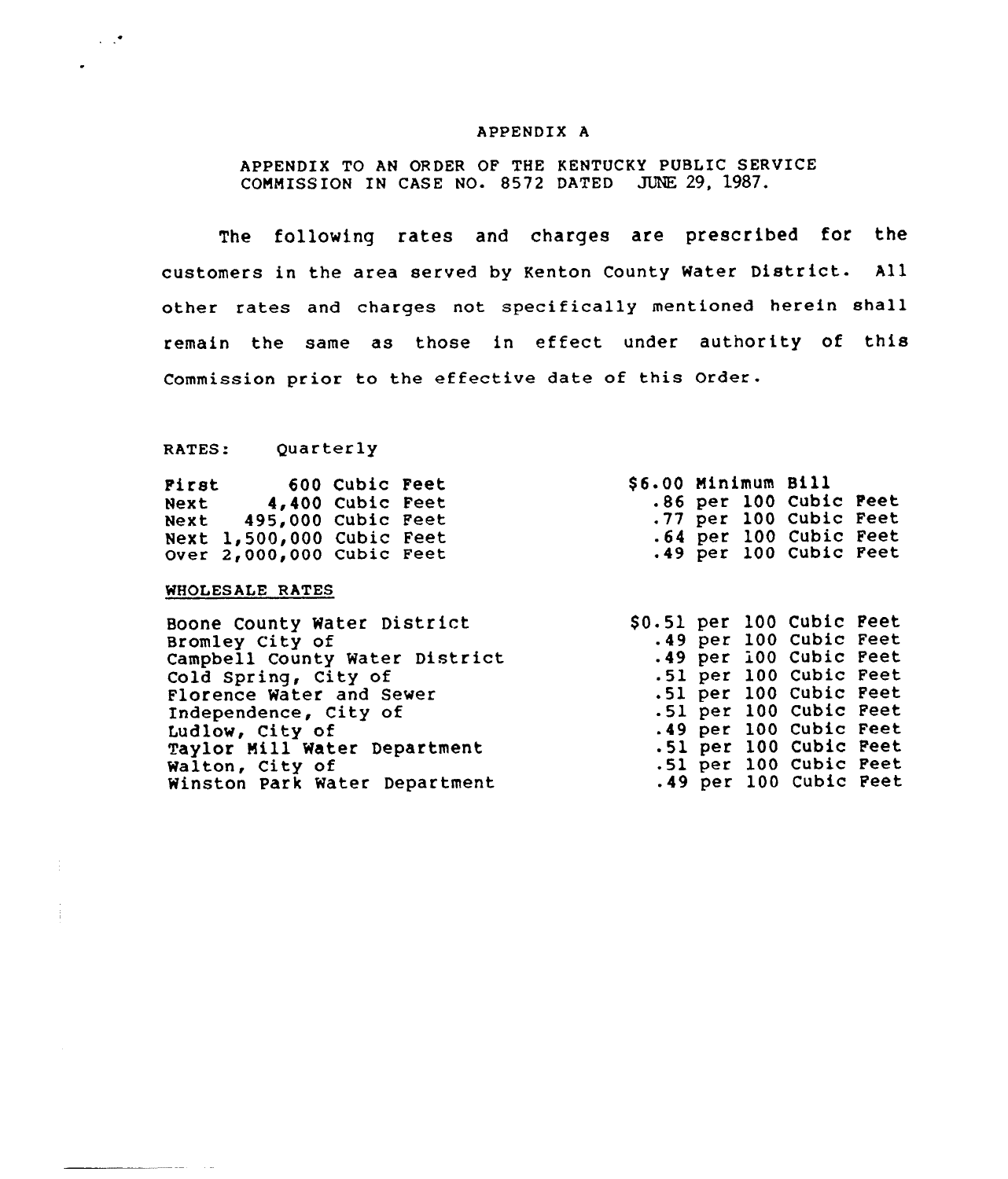# APPENDIX A

APPENDIX TO AN ORDER OF THE KENTUCKY PUBLIC SERVICE COMMISSION IN CASE NO. 8572 DATED JUNE 29, 1987.

The following rates and charges are prescribed for the customers in the area served by Kenton County Water District. All other rates and charges not specifically mentioned herein shall remain the same as those in effect under authority of this Commission prior to the effective date of this Order.

RATES: Quarterly

| | |
|---|---|
| First 600 Cubic Feet | $6.00 Minimum Bill |
| Next 4,400 Cubic Feet | .86 per 100 Cubic Feet |
| Next 495,000 Cubic Feet | .77 per 100 Cubic Feet |
| Next 1,500,000 Cubic Feet | .64 per 100 Cubic Feet |
| Over 2,000,000 Cubic Feet | .49 per 100 Cubic Feet |

WHOLESALE RATES

| | |
|---|---|
| Boone County Water District | $0.51 per 100 Cubic Feet |
| Bromley City of | .49 per 100 Cubic Feet |
| Campbell County Water District | .49 per 100 Cubic Feet |
| Cold Spring, City of | .51 per 100 Cubic Feet |
| Florence Water and Sewer | .51 per 100 Cubic Feet |
| Independence, City of | .51 per 100 Cubic Feet |
| Ludlow, City of | .49 per 100 Cubic Feet |
| Taylor Mill Water Department | .51 per 100 Cubic Feet |
| Walton, City of | .51 per 100 Cubic Feet |
| Winston Park Water Department | .49 per 100 Cubic Feet |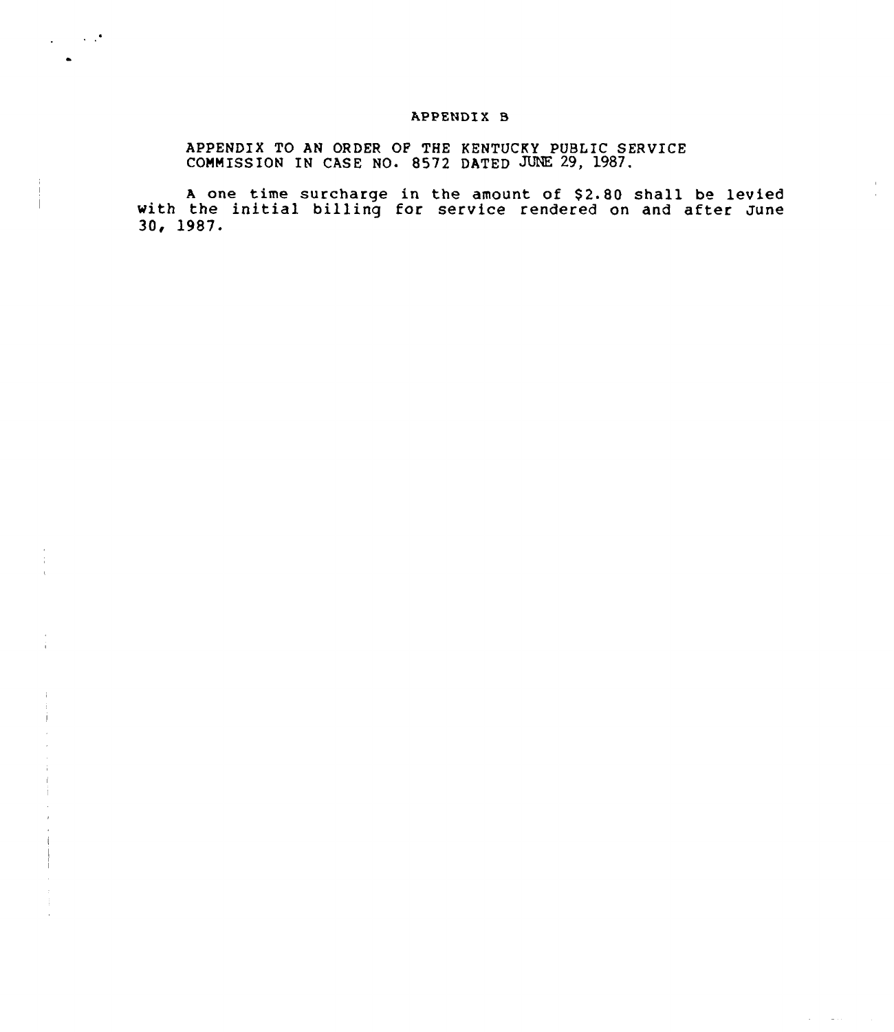# APPENDIX B

APPENDIX TO AN ORDER OF THE KENTUCKY PUBLIC SERVICE COMMISSION IN CASE NO. 8572 DATED JUNE 29, 1987.

A one time surcharge in the amount of $2.80 shall be levied with the initial billing for service rendered on and after June 30, 1987.